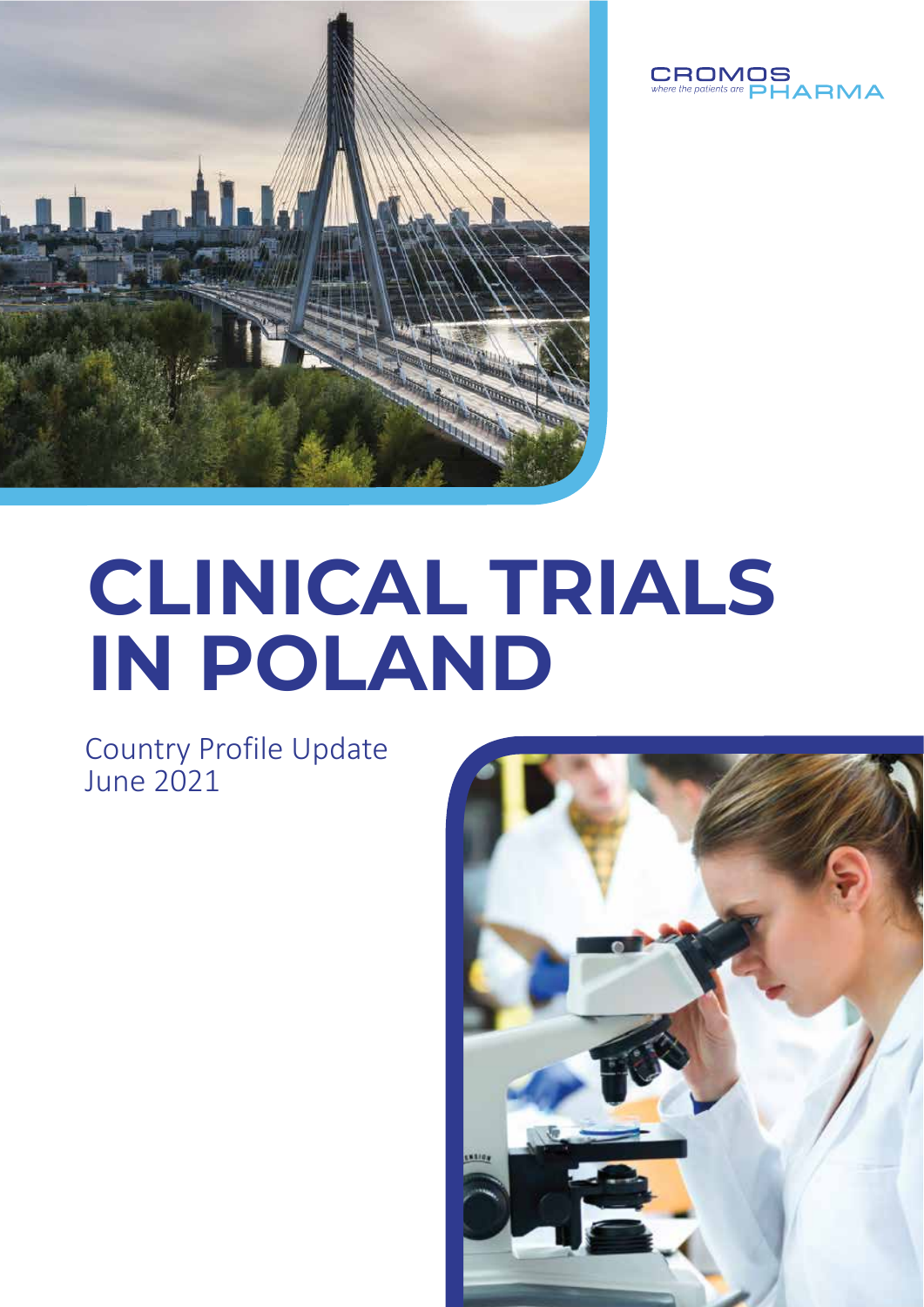CROMOS PHARMA
*where the patients are*

# CLINICAL TRIALS IN POLAND

Country Profile Update
June 2021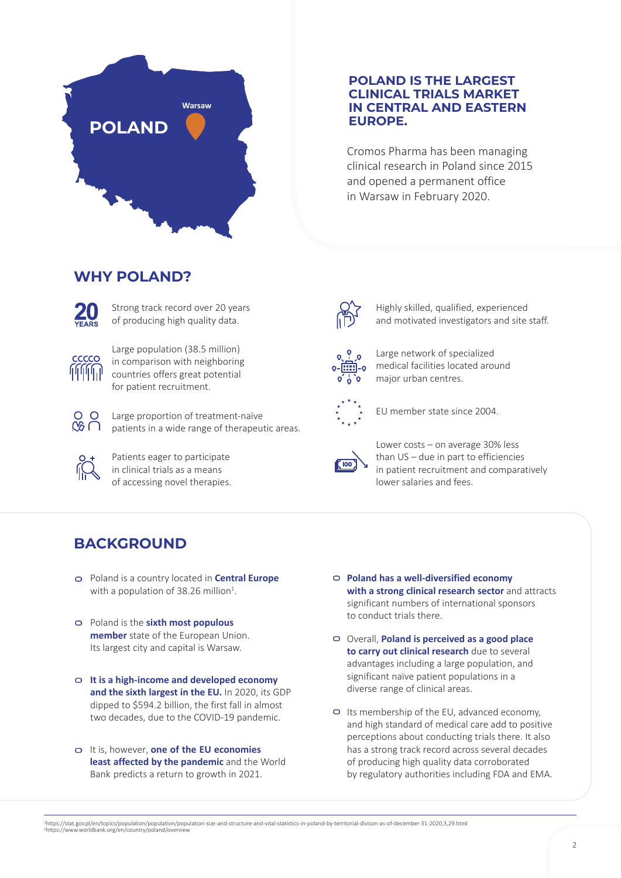POLAND

Warsaw

## POLAND IS THE LARGEST CLINICAL TRIALS MARKET IN CENTRAL AND EASTERN EUROPE.

Cromos Pharma has been managing clinical research in Poland since 2015 and opened a permanent office in Warsaw in February 2020.

## WHY POLAND?

- **20 YEARS** – Strong track record over 20 years of producing high quality data.
- Large population (38.5 million) in comparison with neighboring countries offers great potential for patient recruitment.
- Large proportion of treatment-naïve patients in a wide range of therapeutic areas.
- Patients eager to participate in clinical trials as a means of accessing novel therapies.
- Highly skilled, qualified, experienced and motivated investigators and site staff.
- Large network of specialized medical facilities located around major urban centres.
- EU member state since 2004.
- Lower costs – on average 30% less than US – due in part to efficiencies in patient recruitment and comparatively lower salaries and fees.

## BACKGROUND

- Poland is a country located in **Central Europe** with a population of 38.26 million[1].
- Poland is the **sixth most populous member** state of the European Union. Its largest city and capital is Warsaw.
- **It is a high-income and developed economy and the sixth largest in the EU.** In 2020, its GDP dipped to $594.2 billion, the first fall in almost two decades, due to the COVID-19 pandemic.
- It is, however, **one of the EU economies least affected by the pandemic** and the World Bank predicts a return to growth in 2021.
- **Poland has a well-diversified economy with a strong clinical research sector** and attracts significant numbers of international sponsors to conduct trials there.
- Overall, **Poland is perceived as a good place to carry out clinical research** due to several advantages including a large population, and significant naïve patient populations in a diverse range of clinical areas.
- Its membership of the EU, advanced economy, and high standard of medical care add to positive perceptions about conducting trials there. It also has a strong track record across several decades of producing high quality data corroborated by regulatory authorities including FDA and EMA.

[1] https://stat.gov.pl/en/topics/population/population/population-size-and-structure-and-vital-statistics-in-poland-by-territorial-divison-as-of-december-31-2020,3,29.html
[2] https://www.worldbank.org/en/country/poland/overview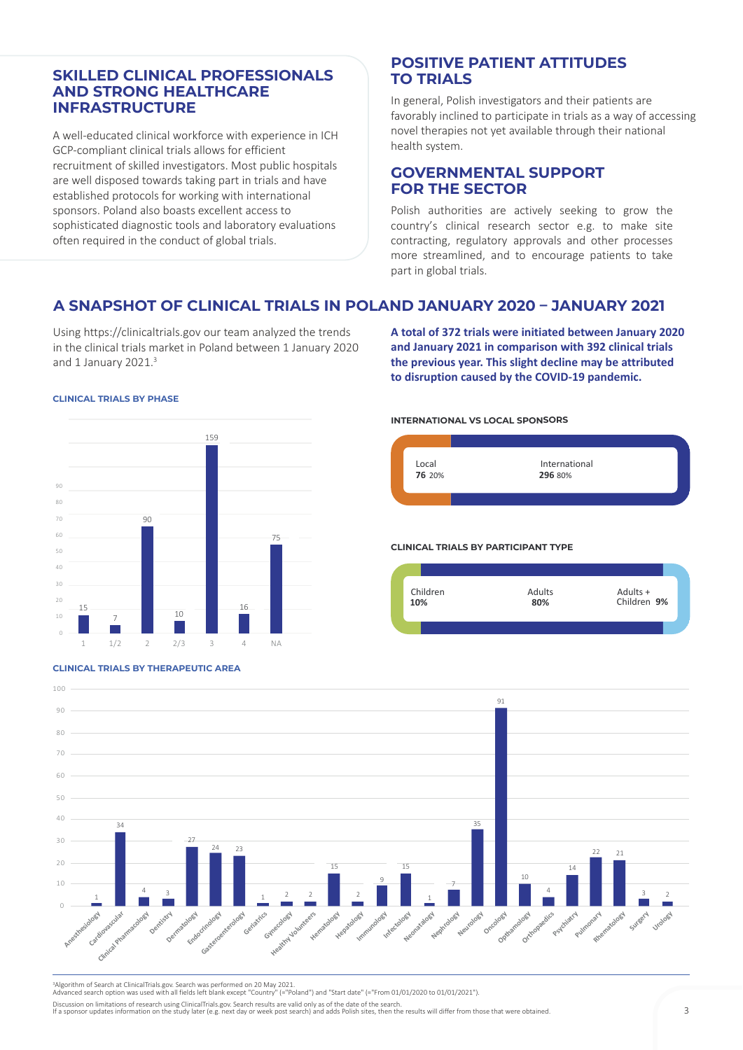## SKILLED CLINICAL PROFESSIONALS AND STRONG HEALTHCARE INFRASTRUCTURE

A well-educated clinical workforce with experience in ICH GCP-compliant clinical trials allows for efficient recruitment of skilled investigators. Most public hospitals are well disposed towards taking part in trials and have established protocols for working with international sponsors. Poland also boasts excellent access to sophisticated diagnostic tools and laboratory evaluations often required in the conduct of global trials.

## POSITIVE PATIENT ATTITUDES TO TRIALS

In general, Polish investigators and their patients are favorably inclined to participate in trials as a way of accessing novel therapies not yet available through their national health system.

## GOVERNMENTAL SUPPORT FOR THE SECTOR

Polish authorities are actively seeking to grow the country's clinical research sector e.g. to make site contracting, regulatory approvals and other processes more streamlined, and to encourage patients to take part in global trials.

## A SNAPSHOT OF CLINICAL TRIALS IN POLAND JANUARY 2020 – JANUARY 2021

Using https://clinicaltrials.gov our team analyzed the trends in the clinical trials market in Poland between 1 January 2020 and 1 January 2021.[3]

**A total of 372 trials were initiated between January 2020 and January 2021 in comparison with 392 clinical trials the previous year. This slight decline may be attributed to disruption caused by the COVID-19 pandemic.**

### CLINICAL TRIALS BY PHASE

| Phase | Trials |
|---|---|
| 1 | 15 |
| 1/2 | 7 |
| 2 | 90 |
| 2/3 | 10 |
| 3 | 159 |
| 4 | 16 |
| NA | 75 |

### INTERNATIONAL VS LOCAL SPONSORS

| Local | International |
|---|---|
| **76** 20% | **296** 80% |

### CLINICAL TRIALS BY PARTICIPANT TYPE

| Children | Adults | Adults + Children |
|---|---|---|
| **10%** | **80%** | **9%** |

### CLINICAL TRIALS BY THERAPEUTIC AREA

| Therapeutic area | Trials |
|---|---|
| Anesthesiology | 1 |
| Cardiovascular | 34 |
| Clinical Pharmacology | 4 |
| Dentistry | 3 |
| Dermatology | 27 |
| Endocrinology | 24 |
| Gasteroenterology | 23 |
| Geriatrics | 1 |
| Gynecology | 2 |
| Healthy Volunteers | 2 |
| Hematology | 15 |
| Hepatology | 2 |
| Immunology | 9 |
| Infectology | 15 |
| Neonatalogy | 1 |
| Nephrology | 7 |
| Neurology | 35 |
| Oncology | 91 |
| Opthamology | 10 |
| Orthopaedics | 4 |
| Psychiatry | 14 |
| Pulmonary | 22 |
| Rheumatology | 21 |
| Surgery | 3 |
| Urology | 2 |

[3]Algorithm of Search at ClinicalTrials.gov. Search was performed on 20 May 2021.
Advanced search option was used with all fields left blank except "Country" (="Poland") and "Start date" (="From 01/01/2020 to 01/01/2021").

Discussion on limitations of research using ClinicalTrials.gov. Search results are valid only as of the date of the search.
If a sponsor updates information on the study later (e.g. next day or week post search) and adds Polish sites, then the results will differ from those that were obtained.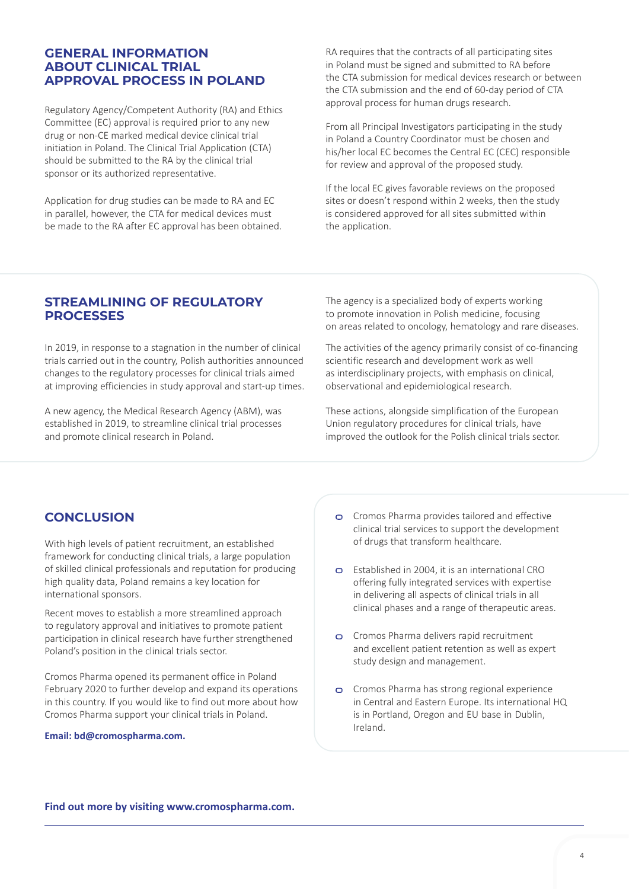## GENERAL INFORMATION ABOUT CLINICAL TRIAL APPROVAL PROCESS IN POLAND

Regulatory Agency/Competent Authority (RA) and Ethics Committee (EC) approval is required prior to any new drug or non-CE marked medical device clinical trial initiation in Poland. The Clinical Trial Application (CTA) should be submitted to the RA by the clinical trial sponsor or its authorized representative.

Application for drug studies can be made to RA and EC in parallel, however, the CTA for medical devices must be made to the RA after EC approval has been obtained.

RA requires that the contracts of all participating sites in Poland must be signed and submitted to RA before the CTA submission for medical devices research or between the CTA submission and the end of 60-day period of CTA approval process for human drugs research.

From all Principal Investigators participating in the study in Poland a Country Coordinator must be chosen and his/her local EC becomes the Central EC (CEC) responsible for review and approval of the proposed study.

If the local EC gives favorable reviews on the proposed sites or doesn't respond within 2 weeks, then the study is considered approved for all sites submitted within the application.

## STREAMLINING OF REGULATORY PROCESSES

In 2019, in response to a stagnation in the number of clinical trials carried out in the country, Polish authorities announced changes to the regulatory processes for clinical trials aimed at improving efficiencies in study approval and start-up times.

A new agency, the Medical Research Agency (ABM), was established in 2019, to streamline clinical trial processes and promote clinical research in Poland.

The agency is a specialized body of experts working to promote innovation in Polish medicine, focusing on areas related to oncology, hematology and rare diseases.

The activities of the agency primarily consist of co-financing scientific research and development work as well as interdisciplinary projects, with emphasis on clinical, observational and epidemiological research.

These actions, alongside simplification of the European Union regulatory procedures for clinical trials, have improved the outlook for the Polish clinical trials sector.

## CONCLUSION

With high levels of patient recruitment, an established framework for conducting clinical trials, a large population of skilled clinical professionals and reputation for producing high quality data, Poland remains a key location for international sponsors.

Recent moves to establish a more streamlined approach to regulatory approval and initiatives to promote patient participation in clinical research have further strengthened Poland's position in the clinical trials sector.

Cromos Pharma opened its permanent office in Poland February 2020 to further develop and expand its operations in this country. If you would like to find out more about how Cromos Pharma support your clinical trials in Poland.

**Email: bd@cromospharma.com.**

- Cromos Pharma provides tailored and effective clinical trial services to support the development of drugs that transform healthcare.
- Established in 2004, it is an international CRO offering fully integrated services with expertise in delivering all aspects of clinical trials in all clinical phases and a range of therapeutic areas.
- Cromos Pharma delivers rapid recruitment and excellent patient retention as well as expert study design and management.
- Cromos Pharma has strong regional experience in Central and Eastern Europe. Its international HQ is in Portland, Oregon and EU base in Dublin, Ireland.

**Find out more by visiting www.cromospharma.com.**